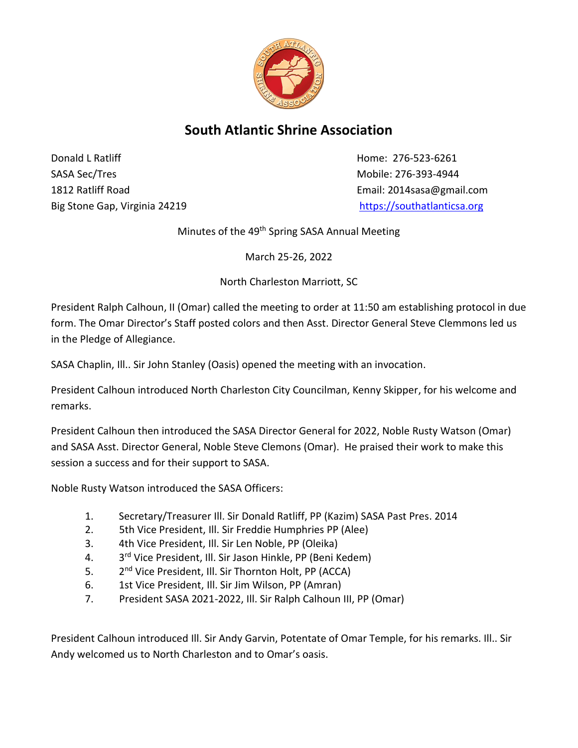# South Atlantic Shrine Association

Donald L Ratliff
SASA Sec/Tres
1812 Ratliff Road
Big Stone Gap, Virginia 24219

Home: 276-523-6261
Mobile: 276-393-4944
Email: 2014sasa@gmail.com
https://southatlanticsa.org

Minutes of the 49th Spring SASA Annual Meeting

March 25-26, 2022

North Charleston Marriott, SC

President Ralph Calhoun, II (Omar) called the meeting to order at 11:50 am establishing protocol in due form. The Omar Director's Staff posted colors and then Asst. Director General Steve Clemmons led us in the Pledge of Allegiance.

SASA Chaplin, Ill.. Sir John Stanley (Oasis) opened the meeting with an invocation.

President Calhoun introduced North Charleston City Councilman, Kenny Skipper, for his welcome and remarks.

President Calhoun then introduced the SASA Director General for 2022, Noble Rusty Watson (Omar) and SASA Asst. Director General, Noble Steve Clemons (Omar). He praised their work to make this session a success and for their support to SASA.

Noble Rusty Watson introduced the SASA Officers:

1. Secretary/Treasurer Ill. Sir Donald Ratliff, PP (Kazim) SASA Past Pres. 2014
2. 5th Vice President, Ill. Sir Freddie Humphries PP (Alee)
3. 4th Vice President, Ill. Sir Len Noble, PP (Oleika)
4. 3rd Vice President, Ill. Sir Jason Hinkle, PP (Beni Kedem)
5. 2nd Vice President, Ill. Sir Thornton Holt, PP (ACCA)
6. 1st Vice President, Ill. Sir Jim Wilson, PP (Amran)
7. President SASA 2021-2022, Ill. Sir Ralph Calhoun III, PP (Omar)

President Calhoun introduced Ill. Sir Andy Garvin, Potentate of Omar Temple, for his remarks. Ill.. Sir Andy welcomed us to North Charleston and to Omar's oasis.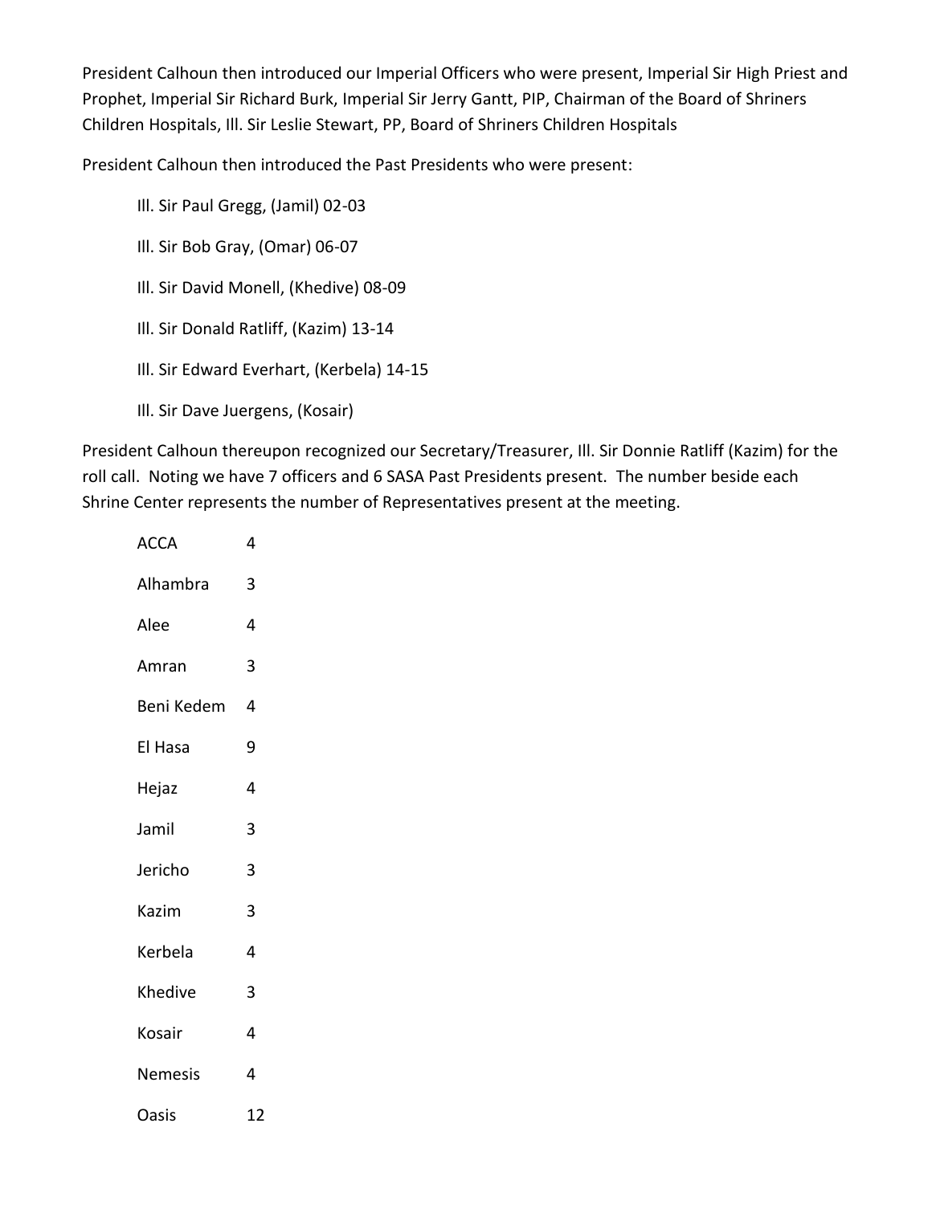President Calhoun then introduced our Imperial Officers who were present, Imperial Sir High Priest and Prophet, Imperial Sir Richard Burk, Imperial Sir Jerry Gantt, PIP, Chairman of the Board of Shriners Children Hospitals, Ill. Sir Leslie Stewart, PP, Board of Shriners Children Hospitals

President Calhoun then introduced the Past Presidents who were present:

Ill. Sir Paul Gregg, (Jamil) 02-03

Ill. Sir Bob Gray, (Omar) 06-07

Ill. Sir David Monell, (Khedive) 08-09

Ill. Sir Donald Ratliff, (Kazim) 13-14

Ill. Sir Edward Everhart, (Kerbela) 14-15

Ill. Sir Dave Juergens, (Kosair)

President Calhoun thereupon recognized our Secretary/Treasurer, Ill. Sir Donnie Ratliff (Kazim) for the roll call. Noting we have 7 officers and 6 SASA Past Presidents present. The number beside each Shrine Center represents the number of Representatives present at the meeting.

| | |
|---|---|
| ACCA | 4 |
| Alhambra | 3 |
| Alee | 4 |
| Amran | 3 |
| Beni Kedem | 4 |
| El Hasa | 9 |
| Hejaz | 4 |
| Jamil | 3 |
| Jericho | 3 |
| Kazim | 3 |
| Kerbela | 4 |
| Khedive | 3 |
| Kosair | 4 |
| Nemesis | 4 |
| Oasis | 12 |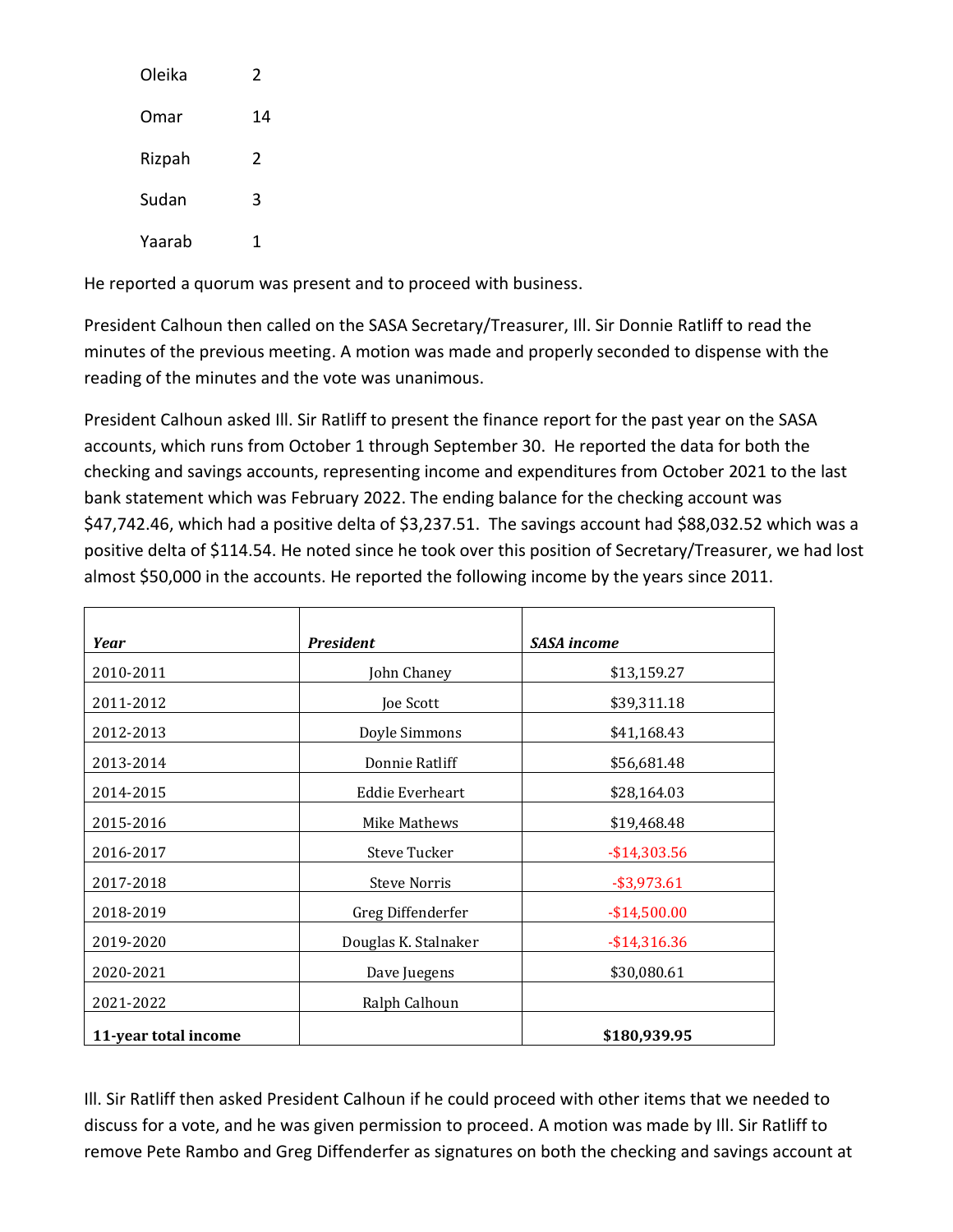| | |
|---|---|
| Oleika | 2 |
| Omar | 14 |
| Rizpah | 2 |
| Sudan | 3 |
| Yaarab | 1 |

He reported a quorum was present and to proceed with business.

President Calhoun then called on the SASA Secretary/Treasurer, Ill. Sir Donnie Ratliff to read the minutes of the previous meeting. A motion was made and properly seconded to dispense with the reading of the minutes and the vote was unanimous.

President Calhoun asked Ill. Sir Ratliff to present the finance report for the past year on the SASA accounts, which runs from October 1 through September 30. He reported the data for both the checking and savings accounts, representing income and expenditures from October 2021 to the last bank statement which was February 2022. The ending balance for the checking account was $47,742.46, which had a positive delta of $3,237.51. The savings account had $88,032.52 which was a positive delta of $114.54. He noted since he took over this position of Secretary/Treasurer, we had lost almost $50,000 in the accounts. He reported the following income by the years since 2011.

| ***Year*** | ***President*** | ***SASA income*** |
|---|---|---|
| 2010-2011 | John Chaney | $13,159.27 |
| 2011-2012 | Joe Scott | $39,311.18 |
| 2012-2013 | Doyle Simmons | $41,168.43 |
| 2013-2014 | Donnie Ratliff | $56,681.48 |
| 2014-2015 | Eddie Everheart | $28,164.03 |
| 2015-2016 | Mike Mathews | $19,468.48 |
| 2016-2017 | Steve Tucker | -$14,303.56 |
| 2017-2018 | Steve Norris | -$3,973.61 |
| 2018-2019 | Greg Diffenderfer | -$14,500.00 |
| 2019-2020 | Douglas K. Stalnaker | -$14,316.36 |
| 2020-2021 | Dave Juegens | $30,080.61 |
| 2021-2022 | Ralph Calhoun | |
| **11-year total income** | | **$180,939.95** |

Ill. Sir Ratliff then asked President Calhoun if he could proceed with other items that we needed to discuss for a vote, and he was given permission to proceed. A motion was made by Ill. Sir Ratliff to remove Pete Rambo and Greg Diffenderfer as signatures on both the checking and savings account at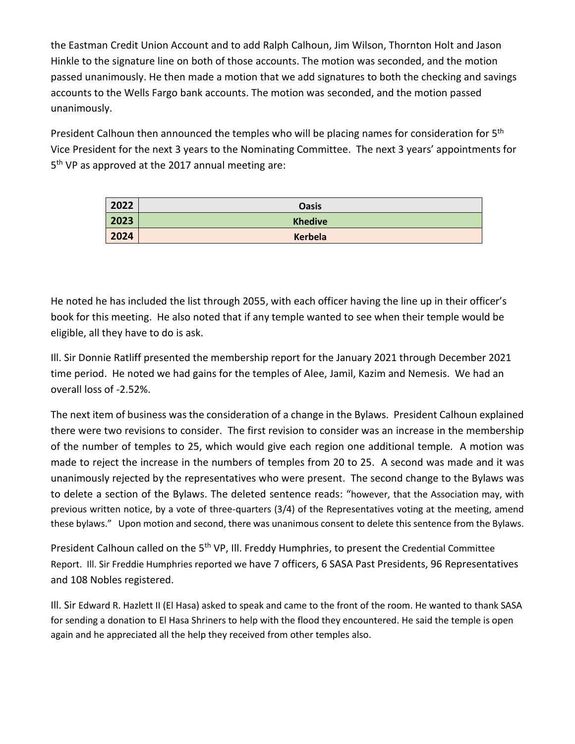the Eastman Credit Union Account and to add Ralph Calhoun, Jim Wilson, Thornton Holt and Jason Hinkle to the signature line on both of those accounts. The motion was seconded, and the motion passed unanimously. He then made a motion that we add signatures to both the checking and savings accounts to the Wells Fargo bank accounts. The motion was seconded, and the motion passed unanimously.

President Calhoun then announced the temples who will be placing names for consideration for 5th Vice President for the next 3 years to the Nominating Committee. The next 3 years' appointments for 5th VP as approved at the 2017 annual meeting are:

| 2022 | Oasis |
|---|---|
| 2023 | Khedive |
| 2024 | Kerbela |

He noted he has included the list through 2055, with each officer having the line up in their officer's book for this meeting. He also noted that if any temple wanted to see when their temple would be eligible, all they have to do is ask.

Ill. Sir Donnie Ratliff presented the membership report for the January 2021 through December 2021 time period. He noted we had gains for the temples of Alee, Jamil, Kazim and Nemesis. We had an overall loss of -2.52%.

The next item of business was the consideration of a change in the Bylaws. President Calhoun explained there were two revisions to consider. The first revision to consider was an increase in the membership of the number of temples to 25, which would give each region one additional temple. A motion was made to reject the increase in the numbers of temples from 20 to 25. A second was made and it was unanimously rejected by the representatives who were present. The second change to the Bylaws was to delete a section of the Bylaws. The deleted sentence reads: "however, that the Association may, with previous written notice, by a vote of three-quarters (3/4) of the Representatives voting at the meeting, amend these bylaws." Upon motion and second, there was unanimous consent to delete this sentence from the Bylaws.

President Calhoun called on the 5th VP, Ill. Freddy Humphries, to present the Credential Committee Report. Ill. Sir Freddie Humphries reported we have 7 officers, 6 SASA Past Presidents, 96 Representatives and 108 Nobles registered.

Ill. Sir Edward R. Hazlett II (El Hasa) asked to speak and came to the front of the room. He wanted to thank SASA for sending a donation to El Hasa Shriners to help with the flood they encountered. He said the temple is open again and he appreciated all the help they received from other temples also.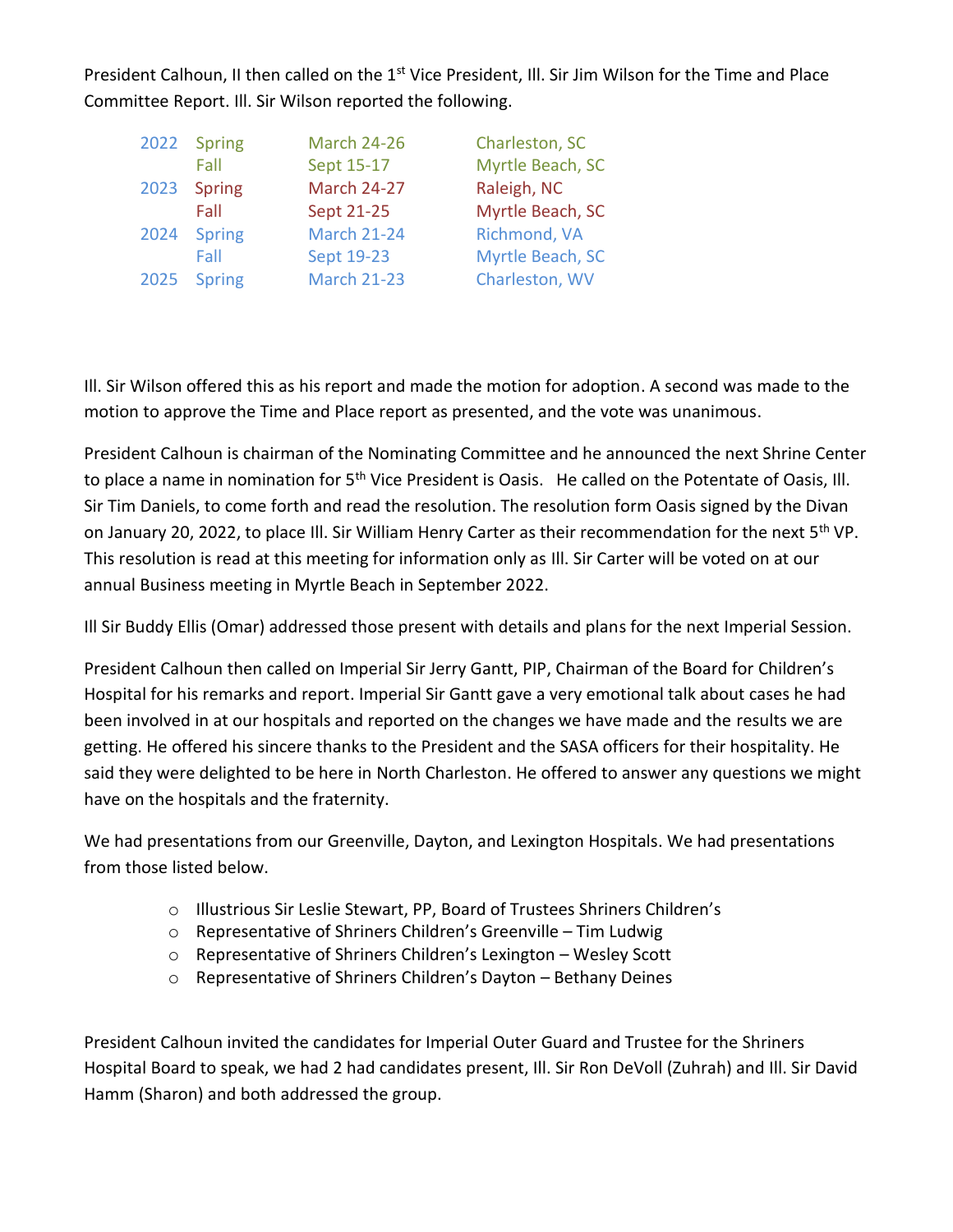President Calhoun, II then called on the 1st Vice President, Ill. Sir Jim Wilson for the Time and Place Committee Report. Ill. Sir Wilson reported the following.

| | | | |
|---|---|---|---|
| 2022 | Spring | March 24-26 | Charleston, SC |
| | Fall | Sept 15-17 | Myrtle Beach, SC |
| 2023 | Spring | March 24-27 | Raleigh, NC |
| | Fall | Sept 21-25 | Myrtle Beach, SC |
| 2024 | Spring | March 21-24 | Richmond, VA |
| | Fall | Sept 19-23 | Myrtle Beach, SC |
| 2025 | Spring | March 21-23 | Charleston, WV |

Ill. Sir Wilson offered this as his report and made the motion for adoption. A second was made to the motion to approve the Time and Place report as presented, and the vote was unanimous.

President Calhoun is chairman of the Nominating Committee and he announced the next Shrine Center to place a name in nomination for 5th Vice President is Oasis. He called on the Potentate of Oasis, Ill. Sir Tim Daniels, to come forth and read the resolution. The resolution form Oasis signed by the Divan on January 20, 2022, to place Ill. Sir William Henry Carter as their recommendation for the next 5th VP. This resolution is read at this meeting for information only as Ill. Sir Carter will be voted on at our annual Business meeting in Myrtle Beach in September 2022.

Ill Sir Buddy Ellis (Omar) addressed those present with details and plans for the next Imperial Session.

President Calhoun then called on Imperial Sir Jerry Gantt, PIP, Chairman of the Board for Children's Hospital for his remarks and report. Imperial Sir Gantt gave a very emotional talk about cases he had been involved in at our hospitals and reported on the changes we have made and the results we are getting. He offered his sincere thanks to the President and the SASA officers for their hospitality. He said they were delighted to be here in North Charleston. He offered to answer any questions we might have on the hospitals and the fraternity.

We had presentations from our Greenville, Dayton, and Lexington Hospitals. We had presentations from those listed below.

- Illustrious Sir Leslie Stewart, PP, Board of Trustees Shriners Children's
- Representative of Shriners Children's Greenville – Tim Ludwig
- Representative of Shriners Children's Lexington – Wesley Scott
- Representative of Shriners Children's Dayton – Bethany Deines

President Calhoun invited the candidates for Imperial Outer Guard and Trustee for the Shriners Hospital Board to speak, we had 2 had candidates present, Ill. Sir Ron DeVoll (Zuhrah) and Ill. Sir David Hamm (Sharon) and both addressed the group.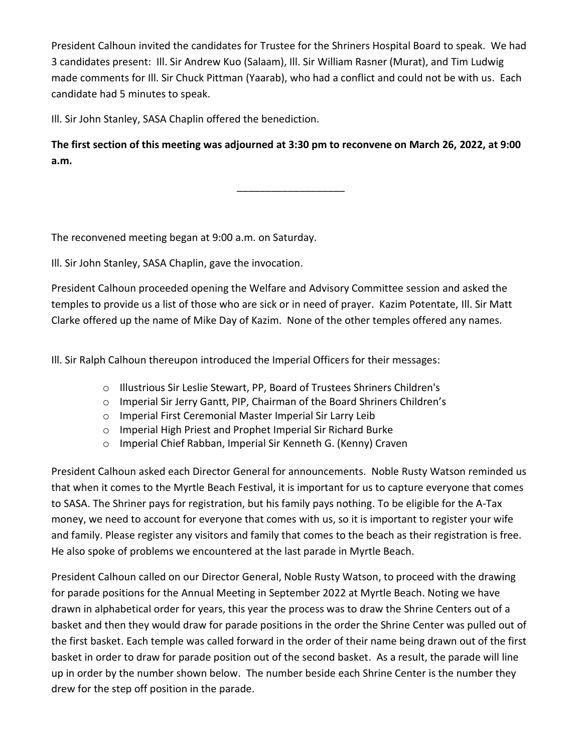President Calhoun invited the candidates for Trustee for the Shriners Hospital Board to speak. We had 3 candidates present: Ill. Sir Andrew Kuo (Salaam), Ill. Sir William Rasner (Murat), and Tim Ludwig made comments for Ill. Sir Chuck Pittman (Yaarab), who had a conflict and could not be with us. Each candidate had 5 minutes to speak.

Ill. Sir John Stanley, SASA Chaplin offered the benediction.

**The first section of this meeting was adjourned at 3:30 pm to reconvene on March 26, 2022, at 9:00 a.m.**

___________________

The reconvened meeting began at 9:00 a.m. on Saturday.

Ill. Sir John Stanley, SASA Chaplin, gave the invocation.

President Calhoun proceeded opening the Welfare and Advisory Committee session and asked the temples to provide us a list of those who are sick or in need of prayer. Kazim Potentate, Ill. Sir Matt Clarke offered up the name of Mike Day of Kazim. None of the other temples offered any names.

Ill. Sir Ralph Calhoun thereupon introduced the Imperial Officers for their messages:

- Illustrious Sir Leslie Stewart, PP, Board of Trustees Shriners Children's
- Imperial Sir Jerry Gantt, PIP, Chairman of the Board Shriners Children's
- Imperial First Ceremonial Master Imperial Sir Larry Leib
- Imperial High Priest and Prophet Imperial Sir Richard Burke
- Imperial Chief Rabban, Imperial Sir Kenneth G. (Kenny) Craven

President Calhoun asked each Director General for announcements. Noble Rusty Watson reminded us that when it comes to the Myrtle Beach Festival, it is important for us to capture everyone that comes to SASA. The Shriner pays for registration, but his family pays nothing. To be eligible for the A-Tax money, we need to account for everyone that comes with us, so it is important to register your wife and family. Please register any visitors and family that comes to the beach as their registration is free. He also spoke of problems we encountered at the last parade in Myrtle Beach.

President Calhoun called on our Director General, Noble Rusty Watson, to proceed with the drawing for parade positions for the Annual Meeting in September 2022 at Myrtle Beach. Noting we have drawn in alphabetical order for years, this year the process was to draw the Shrine Centers out of a basket and then they would draw for parade positions in the order the Shrine Center was pulled out of the first basket. Each temple was called forward in the order of their name being drawn out of the first basket in order to draw for parade position out of the second basket. As a result, the parade will line up in order by the number shown below. The number beside each Shrine Center is the number they drew for the step off position in the parade.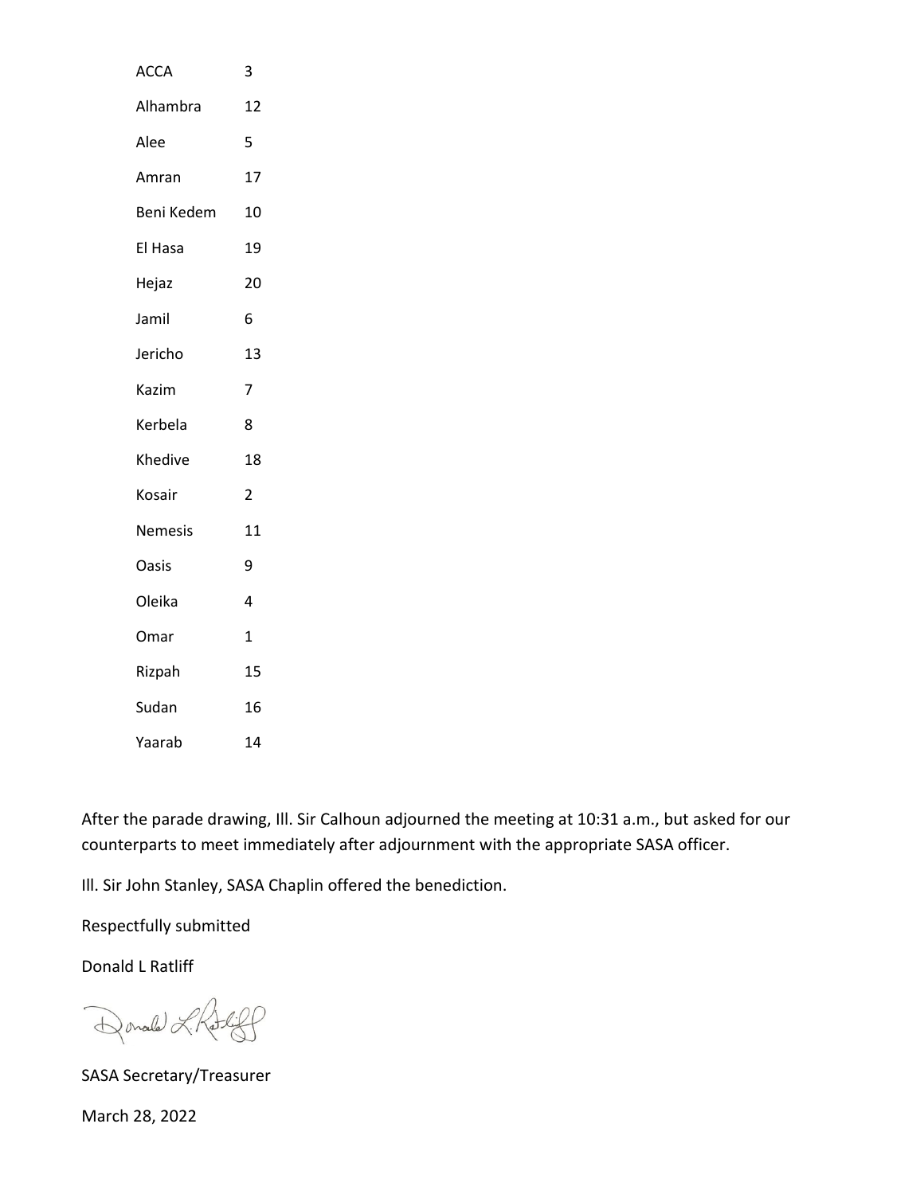| | |
|---|---|
| ACCA | 3 |
| Alhambra | 12 |
| Alee | 5 |
| Amran | 17 |
| Beni Kedem | 10 |
| El Hasa | 19 |
| Hejaz | 20 |
| Jamil | 6 |
| Jericho | 13 |
| Kazim | 7 |
| Kerbela | 8 |
| Khedive | 18 |
| Kosair | 2 |
| Nemesis | 11 |
| Oasis | 9 |
| Oleika | 4 |
| Omar | 1 |
| Rizpah | 15 |
| Sudan | 16 |
| Yaarab | 14 |

After the parade drawing, Ill. Sir Calhoun adjourned the meeting at 10:31 a.m., but asked for our counterparts to meet immediately after adjournment with the appropriate SASA officer.

Ill. Sir John Stanley, SASA Chaplin offered the benediction.

Respectfully submitted

Donald L Ratliff

Donald L Ratliff

SASA Secretary/Treasurer

March 28, 2022